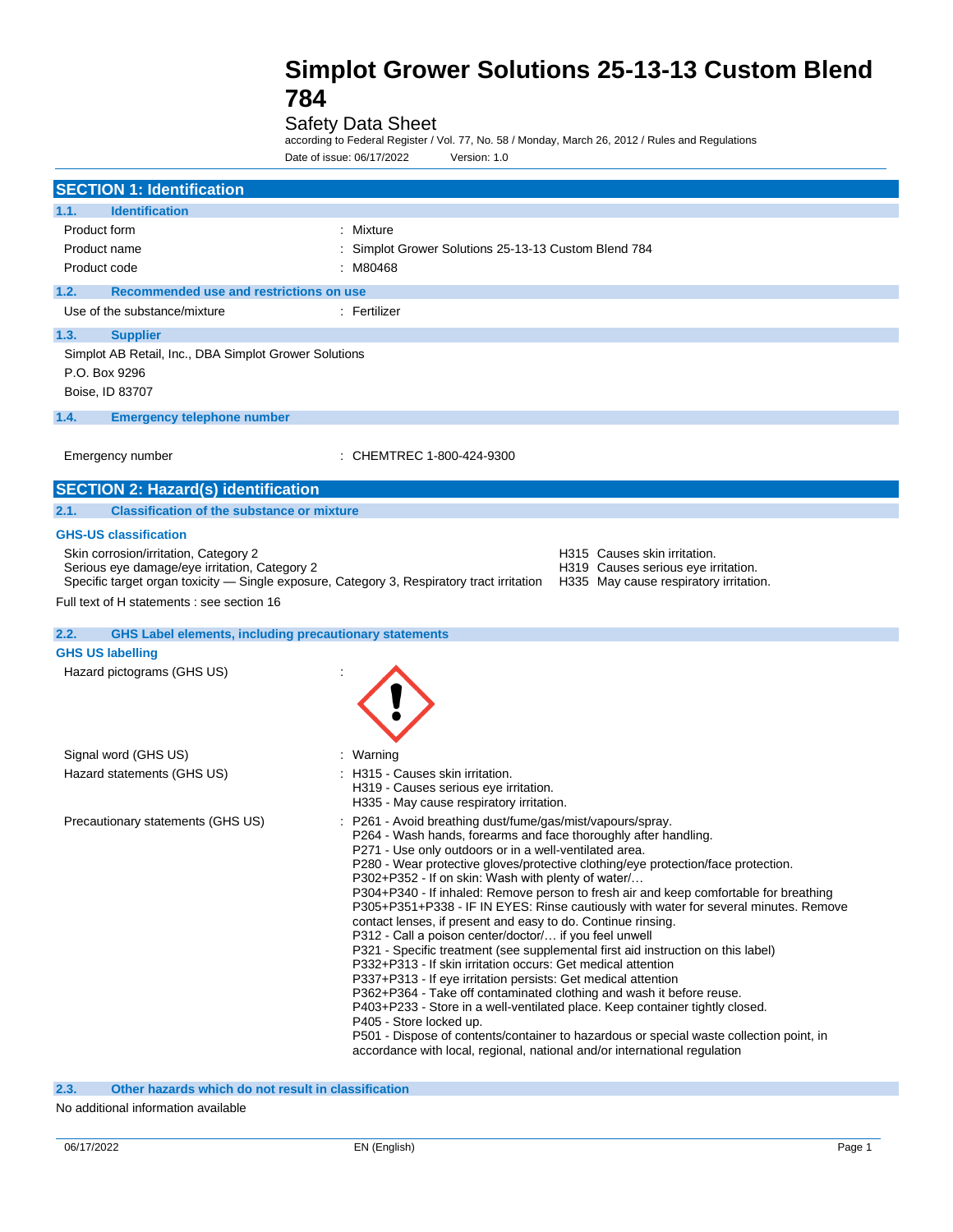# Simplot Grower Solutions 25-13-13 Custom Blend 784

Safety Data Sheet

according to Federal Register / Vol. 77, No. 58 / Monday, March 26, 2012 / Rules and Regulations

Date of issue: 06/17/2022 Version: 1.0

## SECTION 1: Identification

### 1.1. Identification

Product form : Mixture

Product name : Simplot Grower Solutions 25-13-13 Custom Blend 784

Product code : M80468

### 1.2. Recommended use and restrictions on use

Use of the substance/mixture : Fertilizer

### 1.3. Supplier

Simplot AB Retail, Inc., DBA Simplot Grower Solutions
P.O. Box 9296
Boise, ID 83707

### 1.4. Emergency telephone number

Emergency number : CHEMTREC 1-800-424-9300

## SECTION 2: Hazard(s) identification

### 2.1. Classification of the substance or mixture

**GHS-US classification**

| | |
|---|---|
| Skin corrosion/irritation, Category 2 | H315 Causes skin irritation. |
| Serious eye damage/eye irritation, Category 2 | H319 Causes serious eye irritation. |
| Specific target organ toxicity — Single exposure, Category 3, Respiratory tract irritation | H335 May cause respiratory irritation. |

Full text of H statements : see section 16

### 2.2. GHS Label elements, including precautionary statements

**GHS US labelling**

Hazard pictograms (GHS US) :

Signal word (GHS US) : Warning

Hazard statements (GHS US) :
- H315 - Causes skin irritation.
- H319 - Causes serious eye irritation.
- H335 - May cause respiratory irritation.

Precautionary statements (GHS US) :
- P261 - Avoid breathing dust/fume/gas/mist/vapours/spray.
- P264 - Wash hands, forearms and face thoroughly after handling.
- P271 - Use only outdoors or in a well-ventilated area.
- P280 - Wear protective gloves/protective clothing/eye protection/face protection.
- P302+P352 - If on skin: Wash with plenty of water/…
- P304+P340 - If inhaled: Remove person to fresh air and keep comfortable for breathing
- P305+P351+P338 - IF IN EYES: Rinse cautiously with water for several minutes. Remove contact lenses, if present and easy to do. Continue rinsing.
- P312 - Call a poison center/doctor/… if you feel unwell
- P321 - Specific treatment (see supplemental first aid instruction on this label)
- P332+P313 - If skin irritation occurs: Get medical attention
- P337+P313 - If eye irritation persists: Get medical attention
- P362+P364 - Take off contaminated clothing and wash it before reuse.
- P403+P233 - Store in a well-ventilated place. Keep container tightly closed.
- P405 - Store locked up.
- P501 - Dispose of contents/container to hazardous or special waste collection point, in accordance with local, regional, national and/or international regulation

### 2.3. Other hazards which do not result in classification

No additional information available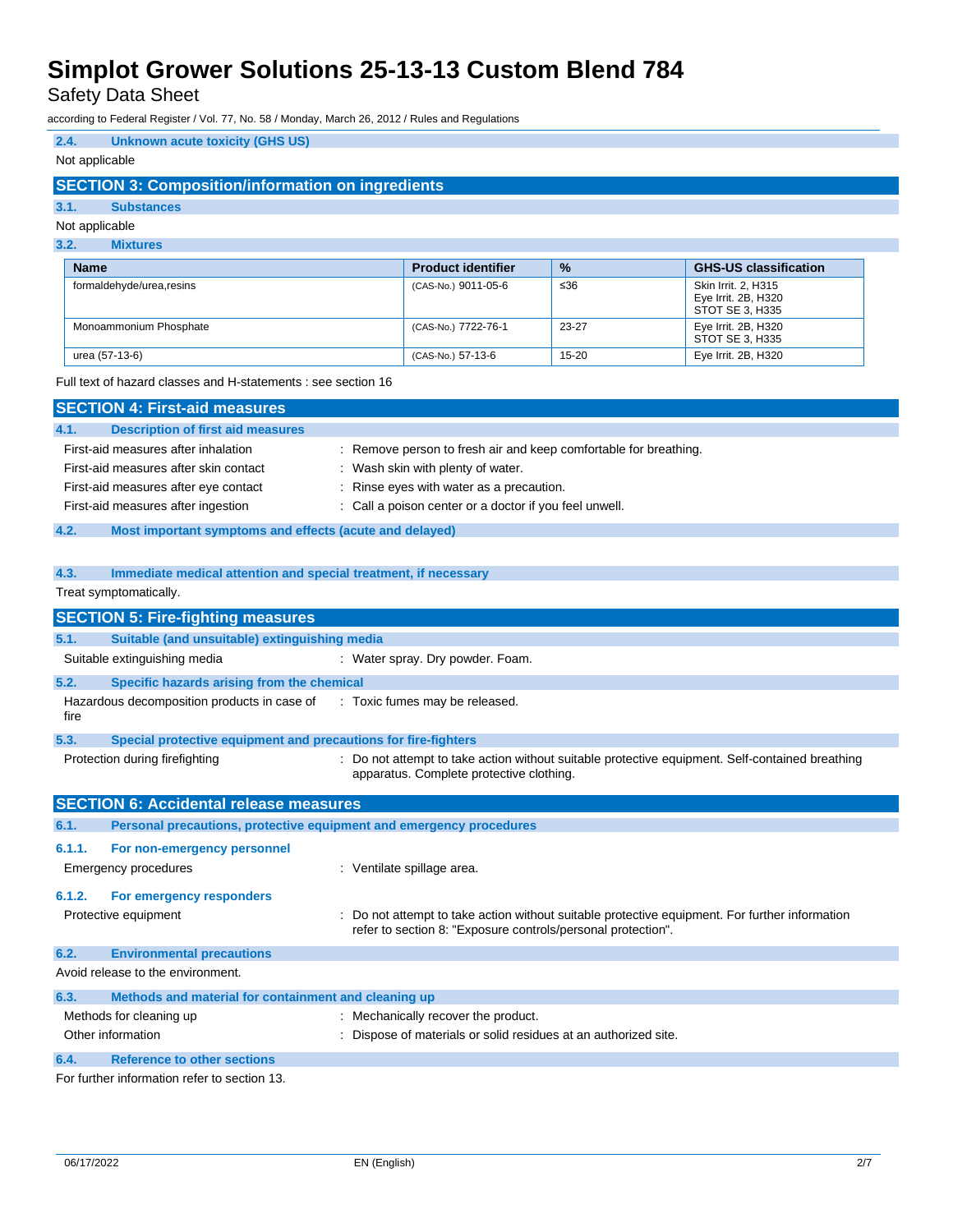### 2.4. Unknown acute toxicity (GHS US)

Not applicable

## SECTION 3: Composition/information on ingredients

### 3.1. Substances

Not applicable

### 3.2. Mixtures

| Name | Product identifier | % | GHS-US classification |
|---|---|---|---|
| formaldehyde/urea,resins | (CAS-No.) 9011-05-6 | ≤36 | Skin Irrit. 2, H315<br>Eye Irrit. 2B, H320<br>STOT SE 3, H335 |
| Monoammonium Phosphate | (CAS-No.) 7722-76-1 | 23-27 | Eye Irrit. 2B, H320<br>STOT SE 3, H335 |
| urea (57-13-6) | (CAS-No.) 57-13-6 | 15-20 | Eye Irrit. 2B, H320 |

Full text of hazard classes and H-statements : see section 16

## SECTION 4: First-aid measures

### 4.1. Description of first aid measures

First-aid measures after inhalation : Remove person to fresh air and keep comfortable for breathing.

First-aid measures after skin contact : Wash skin with plenty of water.

First-aid measures after eye contact : Rinse eyes with water as a precaution.

First-aid measures after ingestion : Call a poison center or a doctor if you feel unwell.

### 4.2. Most important symptoms and effects (acute and delayed)

### 4.3. Immediate medical attention and special treatment, if necessary

Treat symptomatically.

## SECTION 5: Fire-fighting measures

### 5.1. Suitable (and unsuitable) extinguishing media

Suitable extinguishing media : Water spray. Dry powder. Foam.

### 5.2. Specific hazards arising from the chemical

Hazardous decomposition products in case of fire : Toxic fumes may be released.

### 5.3. Special protective equipment and precautions for fire-fighters

Protection during firefighting : Do not attempt to take action without suitable protective equipment. Self-contained breathing apparatus. Complete protective clothing.

## SECTION 6: Accidental release measures

### 6.1. Personal precautions, protective equipment and emergency procedures

#### 6.1.1. For non-emergency personnel

Emergency procedures : Ventilate spillage area.

#### 6.1.2. For emergency responders

Protective equipment : Do not attempt to take action without suitable protective equipment. For further information refer to section 8: "Exposure controls/personal protection".

### 6.2. Environmental precautions

Avoid release to the environment.

### 6.3. Methods and material for containment and cleaning up

Methods for cleaning up : Mechanically recover the product.

Other information : Dispose of materials or solid residues at an authorized site.

### 6.4. Reference to other sections

For further information refer to section 13.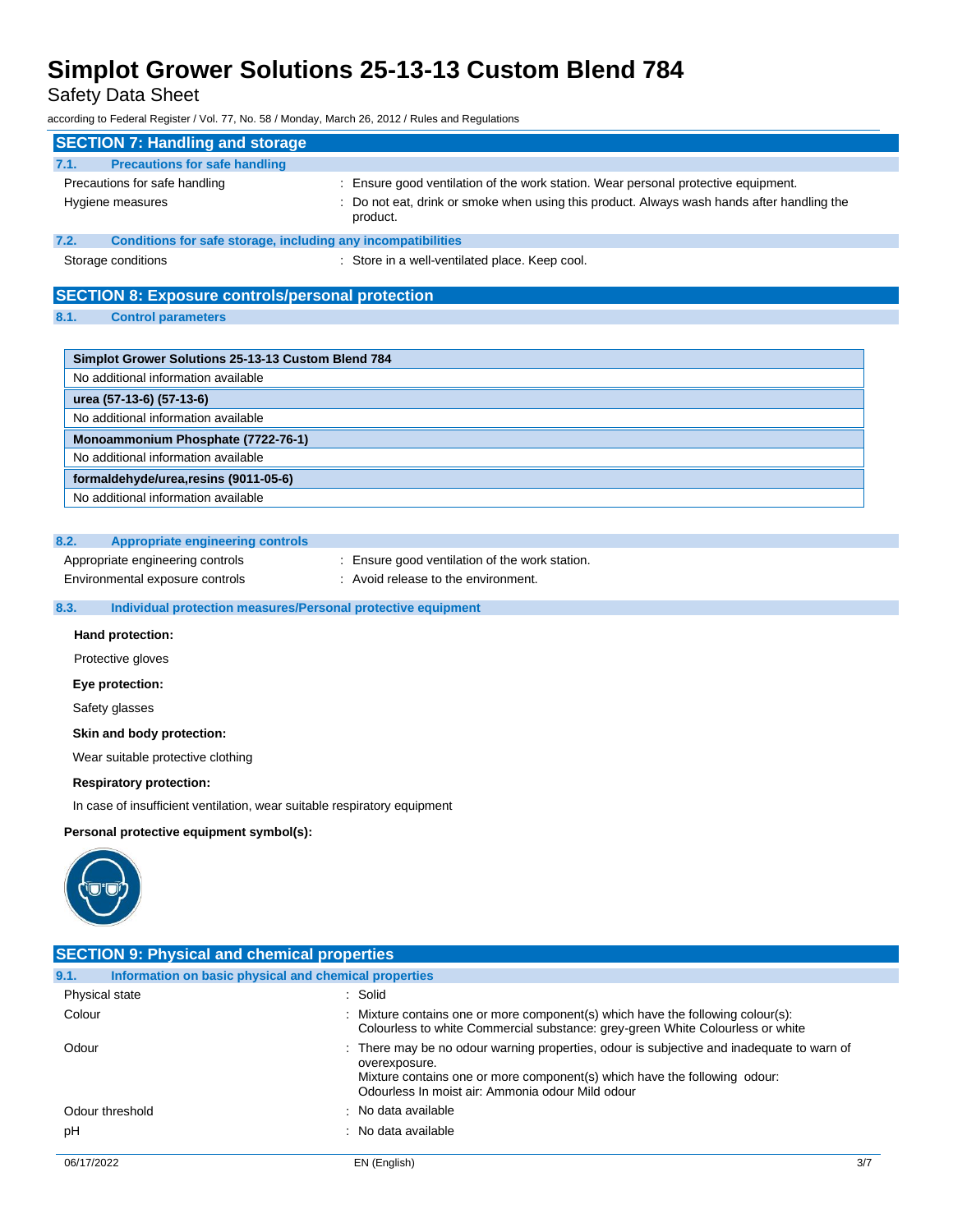## SECTION 7: Handling and storage

### 7.1. Precautions for safe handling

Precautions for safe handling : Ensure good ventilation of the work station. Wear personal protective equipment.

Hygiene measures : Do not eat, drink or smoke when using this product. Always wash hands after handling the product.

### 7.2. Conditions for safe storage, including any incompatibilities

Storage conditions : Store in a well-ventilated place. Keep cool.

## SECTION 8: Exposure controls/personal protection

### 8.1. Control parameters

| Simplot Grower Solutions 25-13-13 Custom Blend 784 |
|---|
| No additional information available |
| **urea (57-13-6) (57-13-6)** |
| No additional information available |
| **Monoammonium Phosphate (7722-76-1)** |
| No additional information available |
| **formaldehyde/urea,resins (9011-05-6)** |
| No additional information available |

### 8.2. Appropriate engineering controls

Appropriate engineering controls : Ensure good ventilation of the work station.

Environmental exposure controls : Avoid release to the environment.

### 8.3. Individual protection measures/Personal protective equipment

**Hand protection:**

Protective gloves

**Eye protection:**

Safety glasses

**Skin and body protection:**

Wear suitable protective clothing

**Respiratory protection:**

In case of insufficient ventilation, wear suitable respiratory equipment

**Personal protective equipment symbol(s):**

## SECTION 9: Physical and chemical properties

### 9.1. Information on basic physical and chemical properties

Physical state : Solid

Colour : Mixture contains one or more component(s) which have the following colour(s): Colourless to white Commercial substance: grey-green White Colourless or white

Odour : There may be no odour warning properties, odour is subjective and inadequate to warn of overexposure.
Mixture contains one or more component(s) which have the following odour: Odourless In moist air: Ammonia odour Mild odour

Odour threshold : No data available

pH : No data available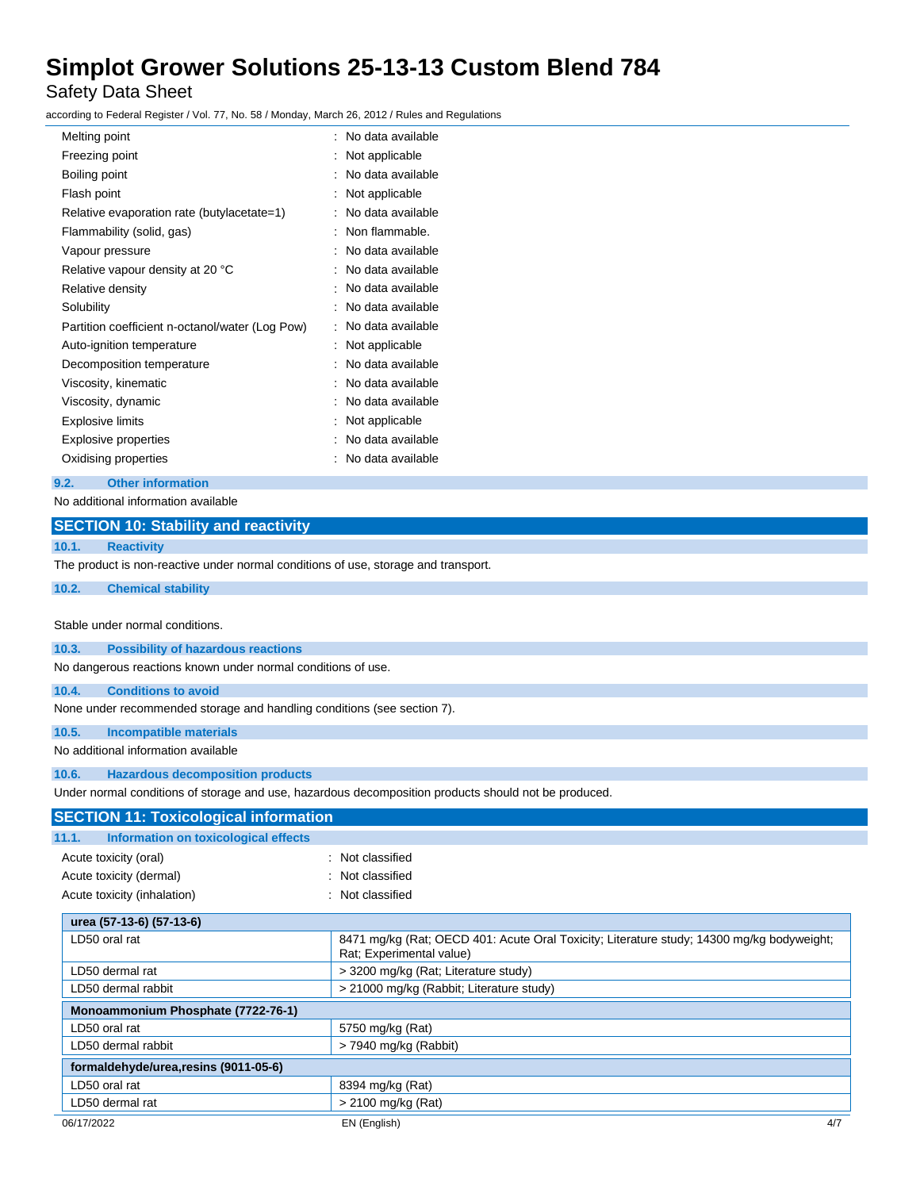| | |
|---|---|
| Melting point | : No data available |
| Freezing point | : Not applicable |
| Boiling point | : No data available |
| Flash point | : Not applicable |
| Relative evaporation rate (butylacetate=1) | : No data available |
| Flammability (solid, gas) | : Non flammable. |
| Vapour pressure | : No data available |
| Relative vapour density at 20 °C | : No data available |
| Relative density | : No data available |
| Solubility | : No data available |
| Partition coefficient n-octanol/water (Log Pow) | : No data available |
| Auto-ignition temperature | : Not applicable |
| Decomposition temperature | : No data available |
| Viscosity, kinematic | : No data available |
| Viscosity, dynamic | : No data available |
| Explosive limits | : Not applicable |
| Explosive properties | : No data available |
| Oxidising properties | : No data available |

### 9.2. Other information

No additional information available

## SECTION 10: Stability and reactivity

### 10.1. Reactivity

The product is non-reactive under normal conditions of use, storage and transport.

### 10.2. Chemical stability

Stable under normal conditions.

### 10.3. Possibility of hazardous reactions

No dangerous reactions known under normal conditions of use.

### 10.4. Conditions to avoid

None under recommended storage and handling conditions (see section 7).

### 10.5. Incompatible materials

No additional information available

### 10.6. Hazardous decomposition products

Under normal conditions of storage and use, hazardous decomposition products should not be produced.

## SECTION 11: Toxicological information

### 11.1. Information on toxicological effects

| | |
|---|---|
| Acute toxicity (oral) | : Not classified |
| Acute toxicity (dermal) | : Not classified |
| Acute toxicity (inhalation) | : Not classified |

| **urea (57-13-6) (57-13-6)** | |
|---|---|
| LD50 oral rat | 8471 mg/kg (Rat; OECD 401: Acute Oral Toxicity; Literature study; 14300 mg/kg bodyweight; Rat; Experimental value) |
| LD50 dermal rat | > 3200 mg/kg (Rat; Literature study) |
| LD50 dermal rabbit | > 21000 mg/kg (Rabbit; Literature study) |
| **Monoammonium Phosphate (7722-76-1)** | |
| LD50 oral rat | 5750 mg/kg (Rat) |
| LD50 dermal rabbit | > 7940 mg/kg (Rabbit) |
| **formaldehyde/urea,resins (9011-05-6)** | |
| LD50 oral rat | 8394 mg/kg (Rat) |
| LD50 dermal rat | > 2100 mg/kg (Rat) |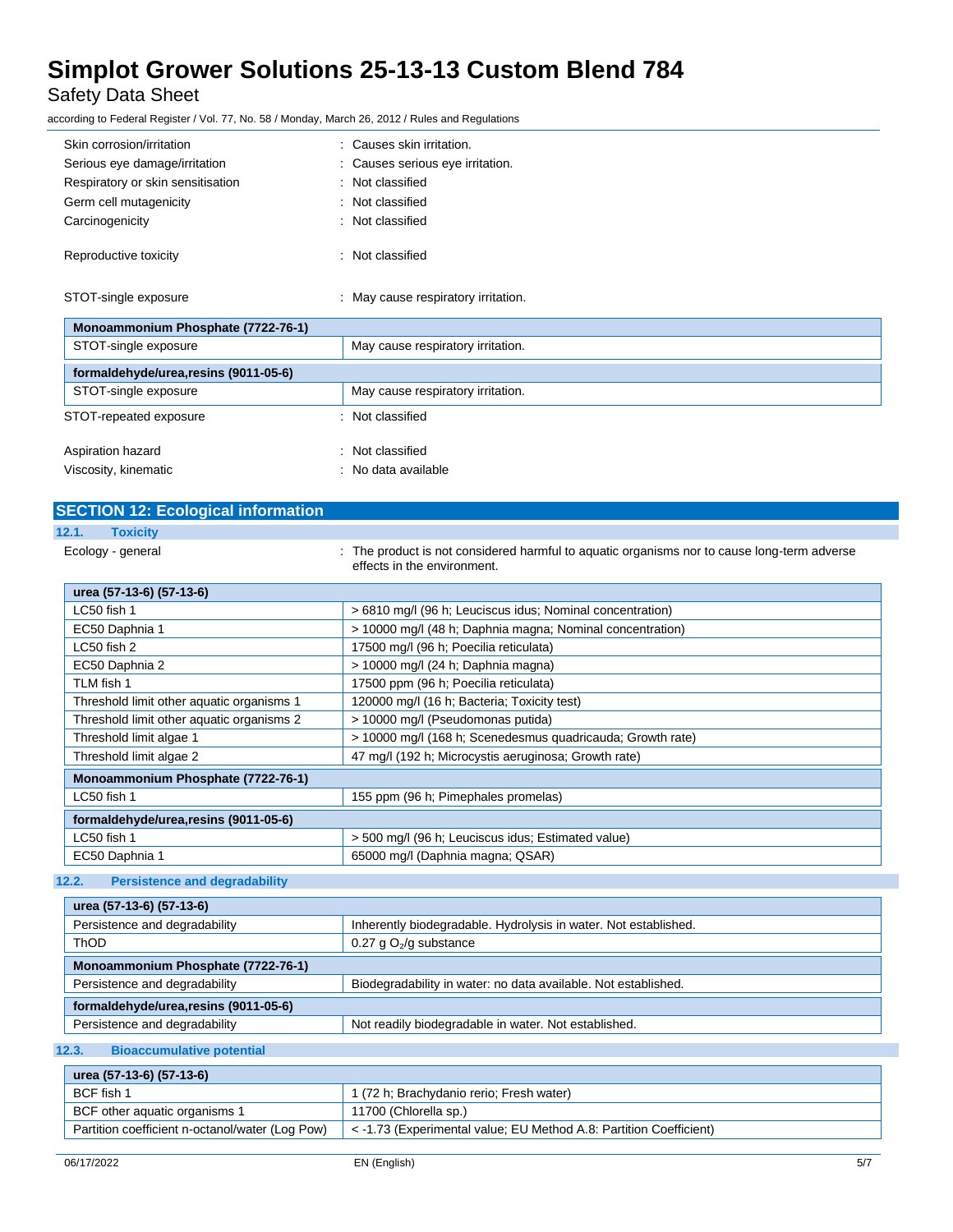| | |
|---|---|
| Skin corrosion/irritation | : Causes skin irritation. |
| Serious eye damage/irritation | : Causes serious eye irritation. |
| Respiratory or skin sensitisation | : Not classified |
| Germ cell mutagenicity | : Not classified |
| Carcinogenicity | : Not classified |
| Reproductive toxicity | : Not classified |
| STOT-single exposure | : May cause respiratory irritation. |

| Monoammonium Phosphate (7722-76-1) | |
|---|---|
| STOT-single exposure | May cause respiratory irritation. |

| formaldehyde/urea,resins (9011-05-6) | |
|---|---|
| STOT-single exposure | May cause respiratory irritation. |

| | |
|---|---|
| STOT-repeated exposure | : Not classified |
| Aspiration hazard | : Not classified |
| Viscosity, kinematic | : No data available |

## SECTION 12: Ecological information

### 12.1. Toxicity

Ecology - general : The product is not considered harmful to aquatic organisms nor to cause long-term adverse effects in the environment.

| urea (57-13-6) (57-13-6) | |
|---|---|
| LC50 fish 1 | > 6810 mg/l (96 h; Leuciscus idus; Nominal concentration) |
| EC50 Daphnia 1 | > 10000 mg/l (48 h; Daphnia magna; Nominal concentration) |
| LC50 fish 2 | 17500 mg/l (96 h; Poecilia reticulata) |
| EC50 Daphnia 2 | > 10000 mg/l (24 h; Daphnia magna) |
| TLM fish 1 | 17500 ppm (96 h; Poecilia reticulata) |
| Threshold limit other aquatic organisms 1 | 120000 mg/l (16 h; Bacteria; Toxicity test) |
| Threshold limit other aquatic organisms 2 | > 10000 mg/l (Pseudomonas putida) |
| Threshold limit algae 1 | > 10000 mg/l (168 h; Scenedesmus quadricauda; Growth rate) |
| Threshold limit algae 2 | 47 mg/l (192 h; Microcystis aeruginosa; Growth rate) |
| **Monoammonium Phosphate (7722-76-1)** | |
| LC50 fish 1 | 155 ppm (96 h; Pimephales promelas) |
| **formaldehyde/urea,resins (9011-05-6)** | |
| LC50 fish 1 | > 500 mg/l (96 h; Leuciscus idus; Estimated value) |
| EC50 Daphnia 1 | 65000 mg/l (Daphnia magna; QSAR) |

### 12.2. Persistence and degradability

| urea (57-13-6) (57-13-6) | |
|---|---|
| Persistence and degradability | Inherently biodegradable. Hydrolysis in water. Not established. |
| ThOD | 0.27 g $O_2$/g substance |
| **Monoammonium Phosphate (7722-76-1)** | |
| Persistence and degradability | Biodegradability in water: no data available. Not established. |
| **formaldehyde/urea,resins (9011-05-6)** | |
| Persistence and degradability | Not readily biodegradable in water. Not established. |

### 12.3. Bioaccumulative potential

| urea (57-13-6) (57-13-6) | |
|---|---|
| BCF fish 1 | 1 (72 h; Brachydanio rerio; Fresh water) |
| BCF other aquatic organisms 1 | 11700 (Chlorella sp.) |
| Partition coefficient n-octanol/water (Log Pow) | < -1.73 (Experimental value; EU Method A.8: Partition Coefficient) |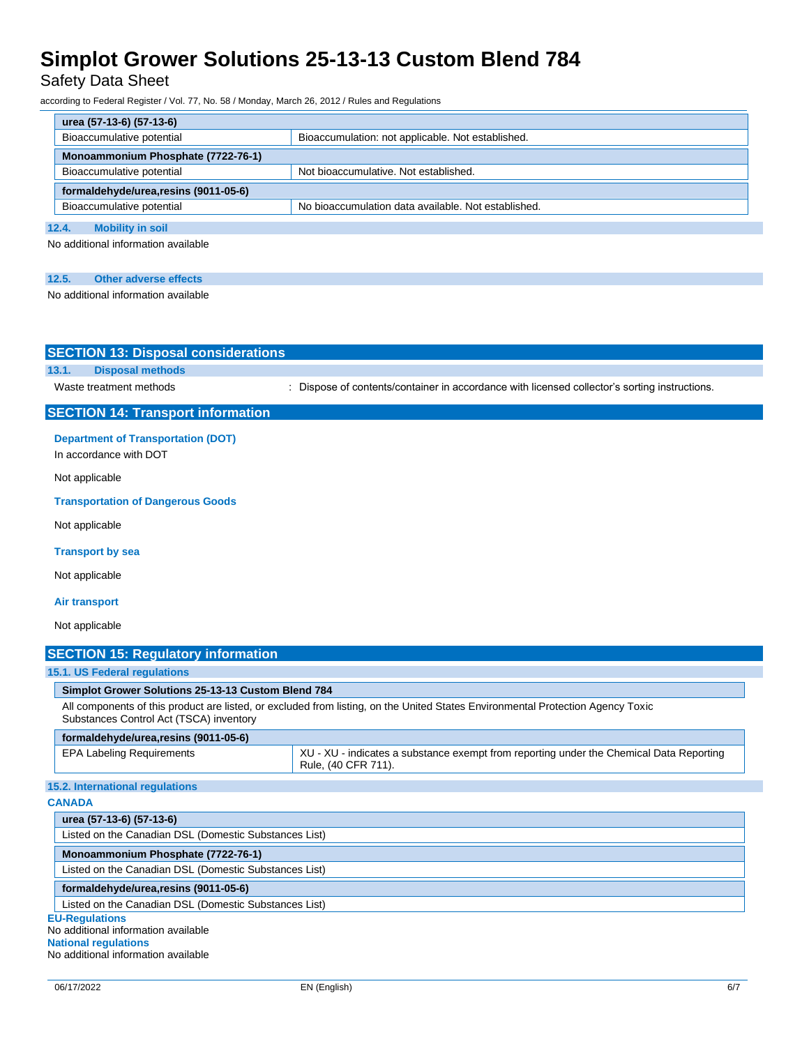| urea (57-13-6) (57-13-6) | |
|---|---|
| Bioaccumulative potential | Bioaccumulation: not applicable. Not established. |

| Monoammonium Phosphate (7722-76-1) | |
|---|---|
| Bioaccumulative potential | Not bioaccumulative. Not established. |

| formaldehyde/urea,resins (9011-05-6) | |
|---|---|
| Bioaccumulative potential | No bioaccumulation data available. Not established. |

### 12.4. Mobility in soil

No additional information available

### 12.5. Other adverse effects

No additional information available

## SECTION 13: Disposal considerations

### 13.1. Disposal methods

Waste treatment methods : Dispose of contents/container in accordance with licensed collector's sorting instructions.

## SECTION 14: Transport information

**Department of Transportation (DOT)**

In accordance with DOT

Not applicable

**Transportation of Dangerous Goods**

Not applicable

**Transport by sea**

Not applicable

**Air transport**

Not applicable

## SECTION 15: Regulatory information

### 15.1. US Federal regulations

| Simplot Grower Solutions 25-13-13 Custom Blend 784 |
|---|
| All components of this product are listed, or excluded from listing, on the United States Environmental Protection Agency Toxic Substances Control Act (TSCA) inventory |

| formaldehyde/urea,resins (9011-05-6) | |
|---|---|
| EPA Labeling Requirements | XU - XU - indicates a substance exempt from reporting under the Chemical Data Reporting Rule, (40 CFR 711). |

### 15.2. International regulations

**CANADA**

| urea (57-13-6) (57-13-6) |
|---|
| Listed on the Canadian DSL (Domestic Substances List) |

| Monoammonium Phosphate (7722-76-1) |
|---|
| Listed on the Canadian DSL (Domestic Substances List) |

| formaldehyde/urea,resins (9011-05-6) |
|---|
| Listed on the Canadian DSL (Domestic Substances List) |

**EU-Regulations**

No additional information available

**National regulations**

No additional information available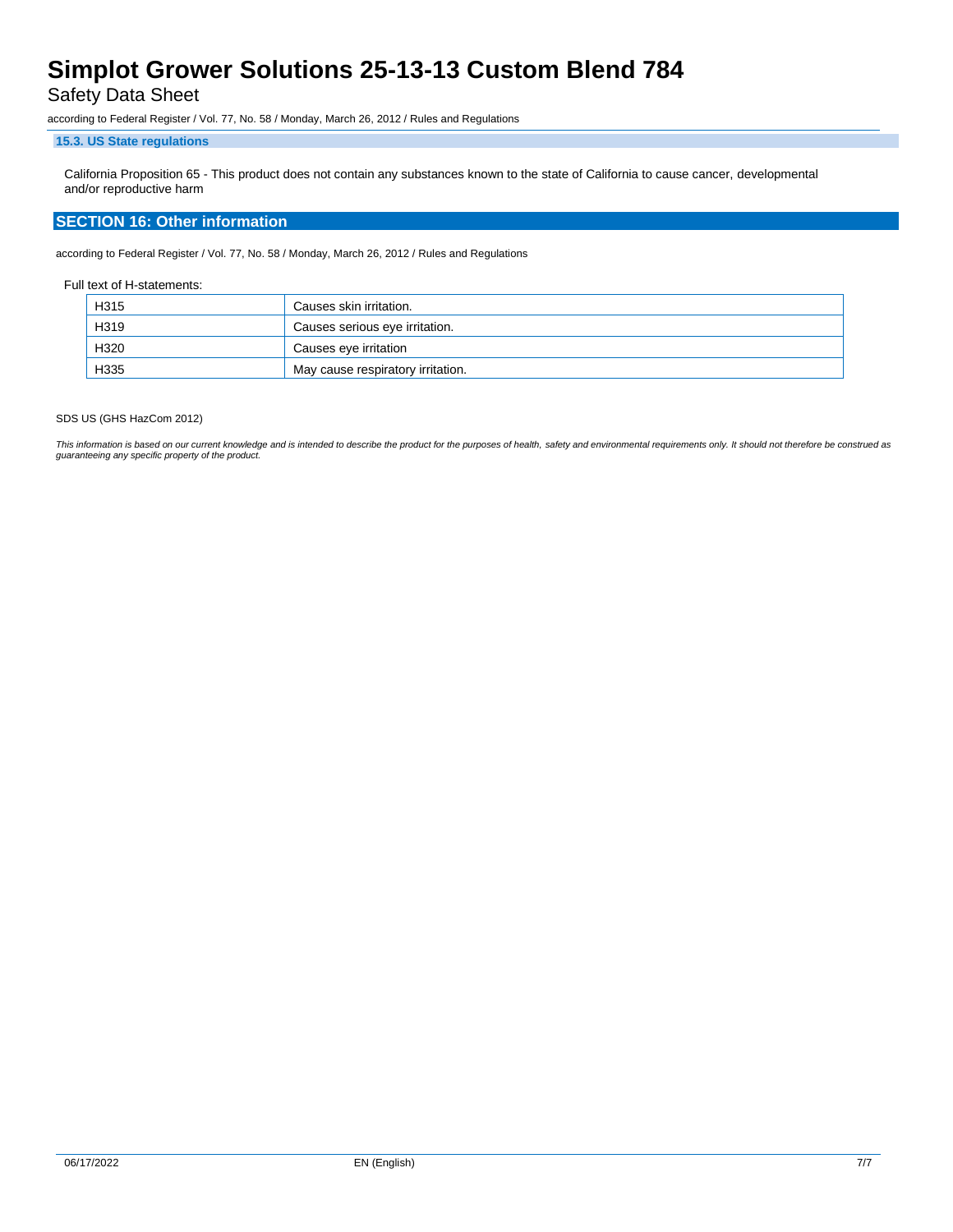### 15.3. US State regulations

California Proposition 65 - This product does not contain any substances known to the state of California to cause cancer, developmental and/or reproductive harm

## SECTION 16: Other information

according to Federal Register / Vol. 77, No. 58 / Monday, March 26, 2012 / Rules and Regulations

Full text of H-statements:

| | |
|---|---|
| H315 | Causes skin irritation. |
| H319 | Causes serious eye irritation. |
| H320 | Causes eye irritation |
| H335 | May cause respiratory irritation. |

SDS US (GHS HazCom 2012)

*This information is based on our current knowledge and is intended to describe the product for the purposes of health, safety and environmental requirements only. It should not therefore be construed as guaranteeing any specific property of the product.*